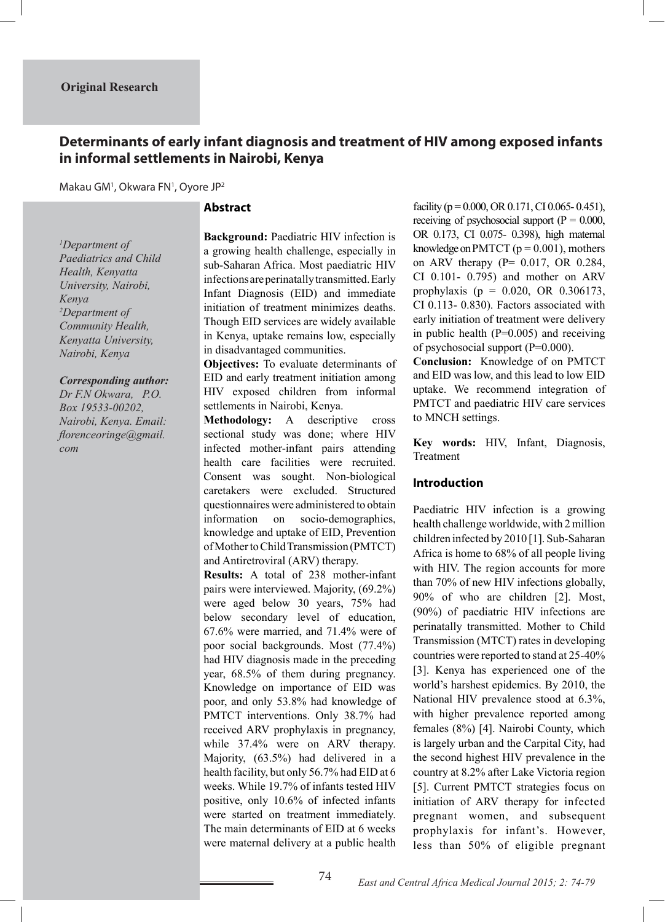**Original Research**

# Determinants of early infant diagnosis and treatment of HIV among exposed infants in informal settlements in Nairobi, Kenya

Makau GM[1], Okwara FN[1], Oyore JP[2]

[1]*Department of Paediatrics and Child Health, Kenyatta University, Nairobi, Kenya*
[2]*Department of Community Health, Kenyatta University, Nairobi, Kenya*

***Corresponding author:*** *Dr F.N Okwara, P.O. Box 19533-00202, Nairobi, Kenya. Email: florenceoringe@gmail.com*

## Abstract

**Background:** Paediatric HIV infection is a growing health challenge, especially in sub-Saharan Africa. Most paediatric HIV infections are perinatally transmitted. Early Infant Diagnosis (EID) and immediate initiation of treatment minimizes deaths. Though EID services are widely available in Kenya, uptake remains low, especially in disadvantaged communities.

**Objectives:** To evaluate determinants of EID and early treatment initiation among HIV exposed children from informal settlements in Nairobi, Kenya.

**Methodology:** A descriptive cross sectional study was done; where HIV infected mother-infant pairs attending health care facilities were recruited. Consent was sought. Non-biological caretakers were excluded. Structured questionnaires were administered to obtain information on socio-demographics, knowledge and uptake of EID, Prevention of Mother to Child Transmission (PMTCT) and Antiretroviral (ARV) therapy.

**Results:** A total of 238 mother-infant pairs were interviewed. Majority, (69.2%) were aged below 30 years, 75% had below secondary level of education, 67.6% were married, and 71.4% were of poor social backgrounds. Most (77.4%) had HIV diagnosis made in the preceding year, 68.5% of them during pregnancy. Knowledge on importance of EID was poor, and only 53.8% had knowledge of PMTCT interventions. Only 38.7% had received ARV prophylaxis in pregnancy, while 37.4% were on ARV therapy. Majority, (63.5%) had delivered in a health facility, but only 56.7% had EID at 6 weeks. While 19.7% of infants tested HIV positive, only 10.6% of infected infants were started on treatment immediately. The main determinants of EID at 6 weeks were maternal delivery at a public health facility (p = 0.000, OR 0.171, CI 0.065- 0.451), receiving of psychosocial support (P = 0.000, OR 0.173, CI 0.075- 0.398), high maternal knowledge on PMTCT (p = 0.001), mothers on ARV therapy (P= 0.017, OR 0.284, CI 0.101- 0.795) and mother on ARV prophylaxis (p = 0.020, OR 0.306173, CI 0.113- 0.830). Factors associated with early initiation of treatment were delivery in public health (P=0.005) and receiving of psychosocial support (P=0.000).

**Conclusion:** Knowledge of on PMTCT and EID was low, and this lead to low EID uptake. We recommend integration of PMTCT and paediatric HIV care services to MNCH settings.

**Key words:** HIV, Infant, Diagnosis, Treatment

## Introduction

Paediatric HIV infection is a growing health challenge worldwide, with 2 million children infected by 2010 [1]. Sub-Saharan Africa is home to 68% of all people living with HIV. The region accounts for more than 70% of new HIV infections globally, 90% of who are children [2]. Most, (90%) of paediatric HIV infections are perinatally transmitted. Mother to Child Transmission (MTCT) rates in developing countries were reported to stand at 25-40% [3]. Kenya has experienced one of the world's harshest epidemics. By 2010, the National HIV prevalence stood at 6.3%, with higher prevalence reported among females (8%) [4]. Nairobi County, which is largely urban and the Carpital City, had the second highest HIV prevalence in the country at 8.2% after Lake Victoria region [5]. Current PMTCT strategies focus on initiation of ARV therapy for infected pregnant women, and subsequent prophylaxis for infant's. However, less than 50% of eligible pregnant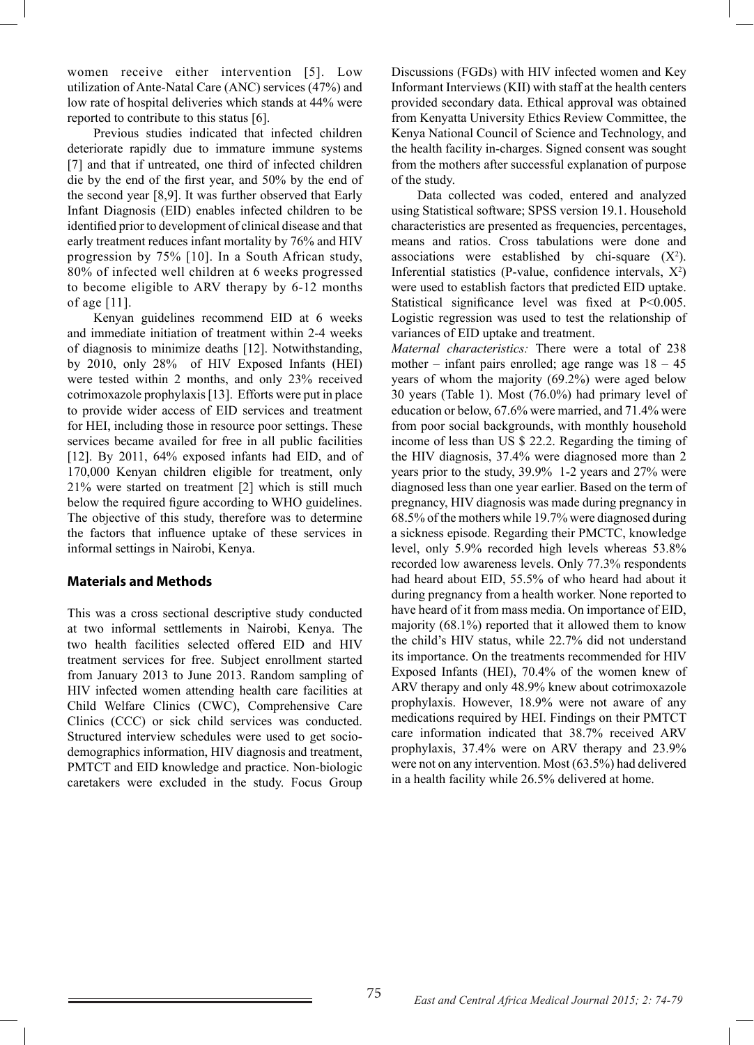women receive either intervention [5]. Low utilization of Ante-Natal Care (ANC) services (47%) and low rate of hospital deliveries which stands at 44% were reported to contribute to this status [6].

Previous studies indicated that infected children deteriorate rapidly due to immature immune systems [7] and that if untreated, one third of infected children die by the end of the first year, and 50% by the end of the second year [8,9]. It was further observed that Early Infant Diagnosis (EID) enables infected children to be identified prior to development of clinical disease and that early treatment reduces infant mortality by 76% and HIV progression by 75% [10]. In a South African study, 80% of infected well children at 6 weeks progressed to become eligible to ARV therapy by 6-12 months of age [11].

Kenyan guidelines recommend EID at 6 weeks and immediate initiation of treatment within 2-4 weeks of diagnosis to minimize deaths [12]. Notwithstanding, by 2010, only 28% of HIV Exposed Infants (HEI) were tested within 2 months, and only 23% received cotrimoxazole prophylaxis [13]. Efforts were put in place to provide wider access of EID services and treatment for HEI, including those in resource poor settings. These services became availed for free in all public facilities [12]. By 2011, 64% exposed infants had EID, and of 170,000 Kenyan children eligible for treatment, only 21% were started on treatment [2] which is still much below the required figure according to WHO guidelines. The objective of this study, therefore was to determine the factors that influence uptake of these services in informal settings in Nairobi, Kenya.

## Materials and Methods

This was a cross sectional descriptive study conducted at two informal settlements in Nairobi, Kenya. The two health facilities selected offered EID and HIV treatment services for free. Subject enrollment started from January 2013 to June 2013. Random sampling of HIV infected women attending health care facilities at Child Welfare Clinics (CWC), Comprehensive Care Clinics (CCC) or sick child services was conducted. Structured interview schedules were used to get socio-demographics information, HIV diagnosis and treatment, PMTCT and EID knowledge and practice. Non-biologic caretakers were excluded in the study. Focus Group Discussions (FGDs) with HIV infected women and Key Informant Interviews (KII) with staff at the health centers provided secondary data. Ethical approval was obtained from Kenyatta University Ethics Review Committee, the Kenya National Council of Science and Technology, and the health facility in-charges. Signed consent was sought from the mothers after successful explanation of purpose of the study.

Data collected was coded, entered and analyzed using Statistical software; SPSS version 19.1. Household characteristics are presented as frequencies, percentages, means and ratios. Cross tabulations were done and associations were established by chi-square ($X^2$). Inferential statistics (P-value, confidence intervals, $X^2$) were used to establish factors that predicted EID uptake. Statistical significance level was fixed at $P<0.005$. Logistic regression was used to test the relationship of variances of EID uptake and treatment.

*Maternal characteristics:* There were a total of 238 mother – infant pairs enrolled; age range was 18 – 45 years of whom the majority (69.2%) were aged below 30 years (Table 1). Most (76.0%) had primary level of education or below, 67.6% were married, and 71.4% were from poor social backgrounds, with monthly household income of less than US $ 22.2. Regarding the timing of the HIV diagnosis, 37.4% were diagnosed more than 2 years prior to the study, 39.9% 1-2 years and 27% were diagnosed less than one year earlier. Based on the term of pregnancy, HIV diagnosis was made during pregnancy in 68.5% of the mothers while 19.7% were diagnosed during a sickness episode. Regarding their PMCTC, knowledge level, only 5.9% recorded high levels whereas 53.8% recorded low awareness levels. Only 77.3% respondents had heard about EID, 55.5% of who heard had about it during pregnancy from a health worker. None reported to have heard of it from mass media. On importance of EID, majority (68.1%) reported that it allowed them to know the child's HIV status, while 22.7% did not understand its importance. On the treatments recommended for HIV Exposed Infants (HEI), 70.4% of the women knew of ARV therapy and only 48.9% knew about cotrimoxazole prophylaxis. However, 18.9% were not aware of any medications required by HEI. Findings on their PMTCT care information indicated that 38.7% received ARV prophylaxis, 37.4% were on ARV therapy and 23.9% were not on any intervention. Most (63.5%) had delivered in a health facility while 26.5% delivered at home.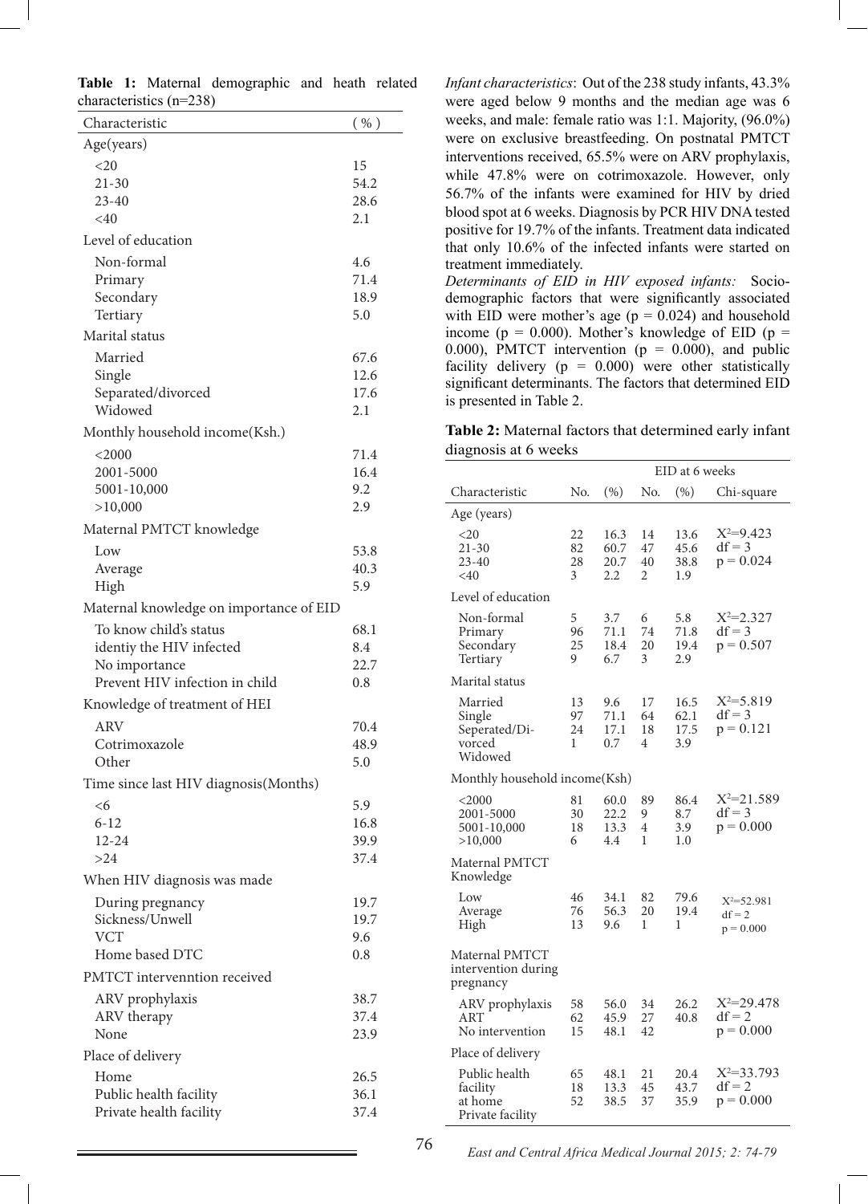**Table 1:** Maternal demographic and heath related characteristics (n=238)

| Characteristic | ( % ) |
|---|---|
| Age(years) | |
| <20 | 15 |
| 21-30 | 54.2 |
| 23-40 | 28.6 |
| <40 | 2.1 |
| Level of education | |
| Non-formal | 4.6 |
| Primary | 71.4 |
| Secondary | 18.9 |
| Tertiary | 5.0 |
| Marital status | |
| Married | 67.6 |
| Single | 12.6 |
| Separated/divorced | 17.6 |
| Widowed | 2.1 |
| Monthly household income(Ksh.) | |
| <2000 | 71.4 |
| 2001-5000 | 16.4 |
| 5001-10,000 | 9.2 |
| >10,000 | 2.9 |
| Maternal PMTCT knowledge | |
| Low | 53.8 |
| Average | 40.3 |
| High | 5.9 |
| Maternal knowledge on importance of EID | |
| To know child's status | 68.1 |
| identiy the HIV infected | 8.4 |
| No importance | 22.7 |
| Prevent HIV infection in child | 0.8 |
| Knowledge of treatment of HEI | |
| ARV | 70.4 |
| Cotrimoxazole | 48.9 |
| Other | 5.0 |
| Time since last HIV diagnosis(Months) | |
| <6 | 5.9 |
| 6-12 | 16.8 |
| 12-24 | 39.9 |
| >24 | 37.4 |
| When HIV diagnosis was made | |
| During pregnancy | 19.7 |
| Sickness/Unwell | 19.7 |
| VCT | 9.6 |
| Home based DTC | 0.8 |
| PMTCT intervenntion received | |
| ARV prophylaxis | 38.7 |
| ARV therapy | 37.4 |
| None | 23.9 |
| Place of delivery | |
| Home | 26.5 |
| Public health facility | 36.1 |
| Private health facility | 37.4 |

*Infant characteristics*: Out of the 238 study infants, 43.3% were aged below 9 months and the median age was 6 weeks, and male: female ratio was 1:1. Majority, (96.0%) were on exclusive breastfeeding. On postnatal PMTCT interventions received, 65.5% were on ARV prophylaxis, while 47.8% were on cotrimoxazole. However, only 56.7% of the infants were examined for HIV by dried blood spot at 6 weeks. Diagnosis by PCR HIV DNA tested positive for 19.7% of the infants. Treatment data indicated that only 10.6% of the infected infants were started on treatment immediately.

*Determinants of EID in HIV exposed infants:* Socio-demographic factors that were significantly associated with EID were mother's age ($p = 0.024$) and household income ($p = 0.000$). Mother's knowledge of EID ($p = 0.000$), PMTCT intervention ($p = 0.000$), and public facility delivery ($p = 0.000$) were other statistically significant determinants. The factors that determined EID is presented in Table 2.

**Table 2:** Maternal factors that determined early infant diagnosis at 6 weeks

| | EID at 6 weeks | | | | |
|---|---|---|---|---|---|
| Characteristic | No. | (%) | No. | (%) | Chi-square |
| Age (years) | | | | | |
| <20 | 22 | 16.3 | 14 | 13.6 | $X^2$=9.423 |
| 21-30 | 82 | 60.7 | 47 | 45.6 | df = 3 |
| 23-40 | 28 | 20.7 | 40 | 38.8 | p = 0.024 |
| <40 | 3 | 2.2 | 2 | 1.9 | |
| Level of education | | | | | |
| Non-formal | 5 | 3.7 | 6 | 5.8 | $X^2$=2.327 |
| Primary | 96 | 71.1 | 74 | 71.8 | df = 3 |
| Secondary | 25 | 18.4 | 20 | 19.4 | p = 0.507 |
| Tertiary | 9 | 6.7 | 3 | 2.9 | |
| Marital status | | | | | |
| Married | 13 | 9.6 | 17 | 16.5 | $X^2$=5.819 |
| Single | 97 | 71.1 | 64 | 62.1 | df = 3 |
| Seperated/Divorced | 24 | 17.1 | 18 | 17.5 | p = 0.121 |
| Widowed | 1 | 0.7 | 4 | 3.9 | |
| Monthly household income(Ksh) | | | | | |
| <2000 | 81 | 60.0 | 89 | 86.4 | $X^2$=21.589 |
| 2001-5000 | 30 | 22.2 | 9 | 8.7 | df = 3 |
| 5001-10,000 | 18 | 13.3 | 4 | 3.9 | p = 0.000 |
| >10,000 | 6 | 4.4 | 1 | 1.0 | |
| Maternal PMTCT Knowledge | | | | | |
| Low | 46 | 34.1 | 82 | 79.6 | $X^2$=52.981 |
| Average | 76 | 56.3 | 20 | 19.4 | df = 2 |
| High | 13 | 9.6 | 1 | 1 | p = 0.000 |
| Maternal PMTCT intervention during pregnancy | | | | | |
| ARV prophylaxis | 58 | 56.0 | 34 | 26.2 | $X^2$=29.478 |
| ART | 62 | 45.9 | 27 | 40.8 | df = 2 |
| No intervention | 15 | 48.1 | 42 | | p = 0.000 |
| Place of delivery | | | | | |
| Public health facility | 65 | 48.1 | 21 | 20.4 | $X^2$=33.793 |
| at home | 18 | 13.3 | 45 | 43.7 | df = 2 |
| Private facility | 52 | 38.5 | 37 | 35.9 | p = 0.000 |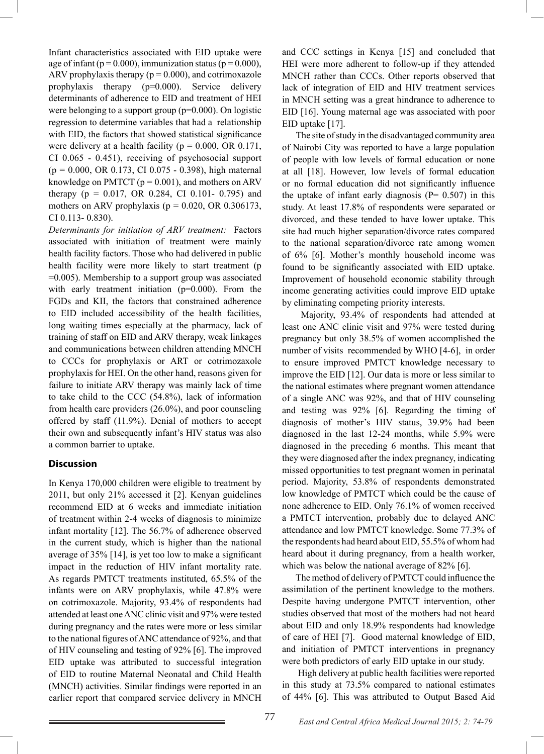Infant characteristics associated with EID uptake were age of infant (p = 0.000), immunization status (p = 0.000), ARV prophylaxis therapy (p = 0.000), and cotrimoxazole prophylaxis therapy (p=0.000). Service delivery determinants of adherence to EID and treatment of HEI were belonging to a support group (p=0.000). On logistic regression to determine variables that had a relationship with EID, the factors that showed statistical significance were delivery at a health facility (p = 0.000, OR 0.171, CI 0.065 - 0.451), receiving of psychosocial support (p = 0.000, OR 0.173, CI 0.075 - 0.398), high maternal knowledge on PMTCT (p = 0.001), and mothers on ARV therapy (p = 0.017, OR 0.284, CI 0.101- 0.795) and mothers on ARV prophylaxis (p = 0.020, OR 0.306173, CI 0.113- 0.830).

*Determinants for initiation of ARV treatment:* Factors associated with initiation of treatment were mainly health facility factors. Those who had delivered in public health facility were more likely to start treatment (p =0.005). Membership to a support group was associated with early treatment initiation (p=0.000). From the FGDs and KII, the factors that constrained adherence to EID included accessibility of the health facilities, long waiting times especially at the pharmacy, lack of training of staff on EID and ARV therapy, weak linkages and communications between children attending MNCH to CCCs for prophylaxis or ART or cotrimozaxole prophylaxis for HEI. On the other hand, reasons given for failure to initiate ARV therapy was mainly lack of time to take child to the CCC (54.8%), lack of information from health care providers (26.0%), and poor counseling offered by staff (11.9%). Denial of mothers to accept their own and subsequently infant's HIV status was also a common barrier to uptake.

## Discussion

In Kenya 170,000 children were eligible to treatment by 2011, but only 21% accessed it [2]. Kenyan guidelines recommend EID at 6 weeks and immediate initiation of treatment within 2-4 weeks of diagnosis to minimize infant mortality [12]. The 56.7% of adherence observed in the current study, which is higher than the national average of 35% [14], is yet too low to make a significant impact in the reduction of HIV infant mortality rate. As regards PMTCT treatments instituted, 65.5% of the infants were on ARV prophylaxis, while 47.8% were on cotrimoxazole. Majority, 93.4% of respondents had attended at least one ANC clinic visit and 97% were tested during pregnancy and the rates were more or less similar to the national figures of ANC attendance of 92%, and that of HIV counseling and testing of 92% [6]. The improved EID uptake was attributed to successful integration of EID to routine Maternal Neonatal and Child Health (MNCH) activities. Similar findings were reported in an earlier report that compared service delivery in MNCH and CCC settings in Kenya [15] and concluded that HEI were more adherent to follow-up if they attended MNCH rather than CCCs. Other reports observed that lack of integration of EID and HIV treatment services in MNCH setting was a great hindrance to adherence to EID [16]. Young maternal age was associated with poor EID uptake [17].

The site of study in the disadvantaged community area of Nairobi City was reported to have a large population of people with low levels of formal education or none at all [18]. However, low levels of formal education or no formal education did not significantly influence the uptake of infant early diagnosis (P= 0.507) in this study. At least 17.8% of respondents were separated or divorced, and these tended to have lower uptake. This site had much higher separation/divorce rates compared to the national separation/divorce rate among women of 6% [6]. Mother's monthly household income was found to be significantly associated with EID uptake. Improvement of household economic stability through income generating activities could improve EID uptake by eliminating competing priority interests.

Majority, 93.4% of respondents had attended at least one ANC clinic visit and 97% were tested during pregnancy but only 38.5% of women accomplished the number of visits recommended by WHO [4-6], in order to ensure improved PMTCT knowledge necessary to improve the EID [12]. Our data is more or less similar to the national estimates where pregnant women attendance of a single ANC was 92%, and that of HIV counseling and testing was 92% [6]. Regarding the timing of diagnosis of mother's HIV status, 39.9% had been diagnosed in the last 12-24 months, while 5.9% were diagnosed in the preceding 6 months. This meant that they were diagnosed after the index pregnancy, indicating missed opportunities to test pregnant women in perinatal period. Majority, 53.8% of respondents demonstrated low knowledge of PMTCT which could be the cause of none adherence to EID. Only 76.1% of women received a PMTCT intervention, probably due to delayed ANC attendance and low PMTCT knowledge. Some 77.3% of the respondents had heard about EID, 55.5% of whom had heard about it during pregnancy, from a health worker, which was below the national average of 82% [6].

The method of delivery of PMTCT could influence the assimilation of the pertinent knowledge to the mothers. Despite having undergone PMTCT intervention, other studies observed that most of the mothers had not heard about EID and only 18.9% respondents had knowledge of care of HEI [7]. Good maternal knowledge of EID, and initiation of PMTCT interventions in pregnancy were both predictors of early EID uptake in our study.

High delivery at public health facilities were reported in this study at 73.5% compared to national estimates of 44% [6]. This was attributed to Output Based Aid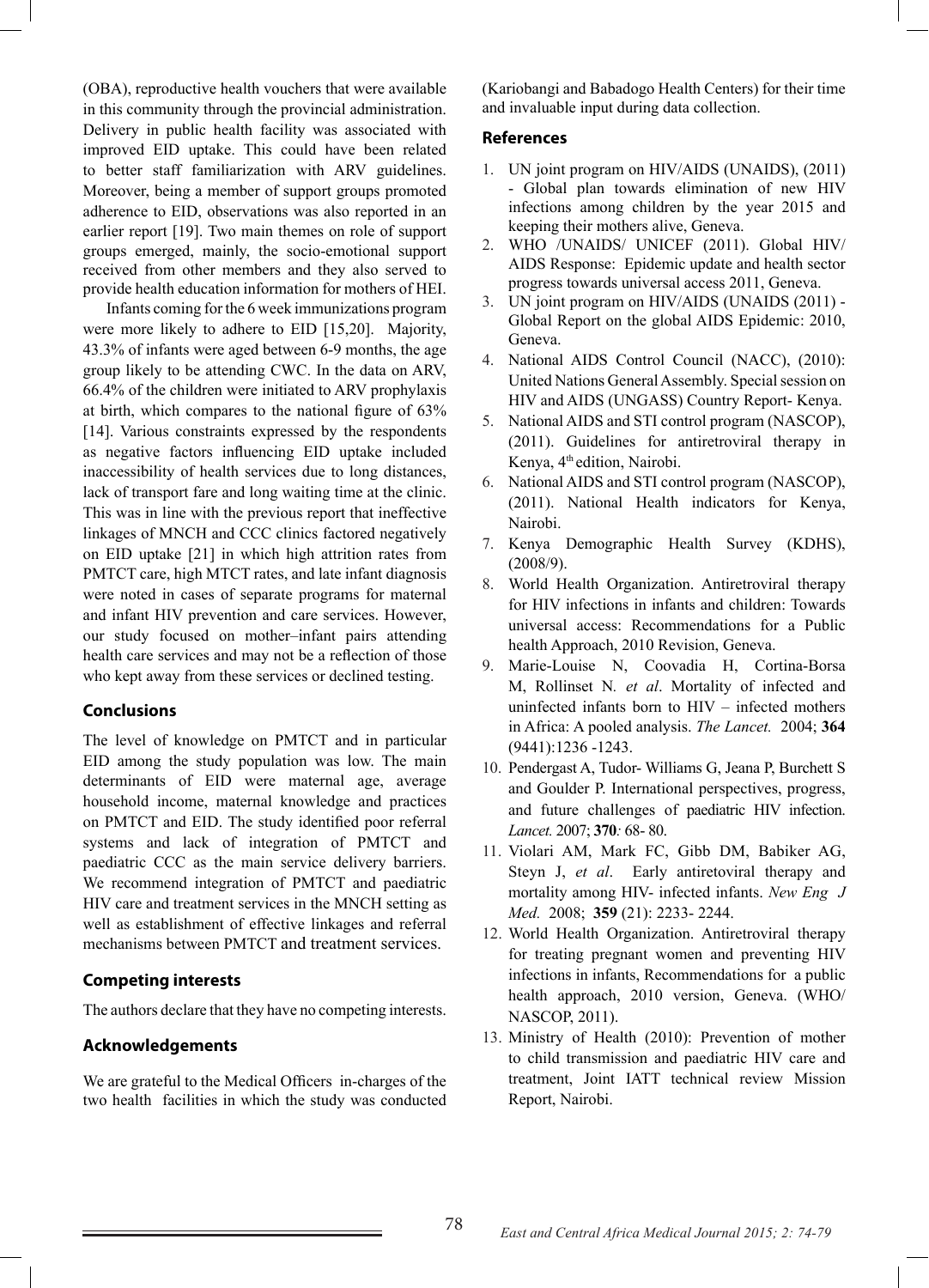(OBA), reproductive health vouchers that were available in this community through the provincial administration. Delivery in public health facility was associated with improved EID uptake. This could have been related to better staff familiarization with ARV guidelines. Moreover, being a member of support groups promoted adherence to EID, observations was also reported in an earlier report [19]. Two main themes on role of support groups emerged, mainly, the socio-emotional support received from other members and they also served to provide health education information for mothers of HEI.

Infants coming for the 6 week immunizations program were more likely to adhere to EID [15,20]. Majority, 43.3% of infants were aged between 6-9 months, the age group likely to be attending CWC. In the data on ARV, 66.4% of the children were initiated to ARV prophylaxis at birth, which compares to the national figure of 63% [14]. Various constraints expressed by the respondents as negative factors influencing EID uptake included inaccessibility of health services due to long distances, lack of transport fare and long waiting time at the clinic. This was in line with the previous report that ineffective linkages of MNCH and CCC clinics factored negatively on EID uptake [21] in which high attrition rates from PMTCT care, high MTCT rates, and late infant diagnosis were noted in cases of separate programs for maternal and infant HIV prevention and care services. However, our study focused on mother–infant pairs attending health care services and may not be a reflection of those who kept away from these services or declined testing.

## Conclusions

The level of knowledge on PMTCT and in particular EID among the study population was low. The main determinants of EID were maternal age, average household income, maternal knowledge and practices on PMTCT and EID. The study identified poor referral systems and lack of integration of PMTCT and paediatric CCC as the main service delivery barriers. We recommend integration of PMTCT and paediatric HIV care and treatment services in the MNCH setting as well as establishment of effective linkages and referral mechanisms between PMTCT and treatment services.

## Competing interests

The authors declare that they have no competing interests.

## Acknowledgements

We are grateful to the Medical Officers in-charges of the two health facilities in which the study was conducted (Kariobangi and Babadogo Health Centers) for their time and invaluable input during data collection.

## References

1. UN joint program on HIV/AIDS (UNAIDS), (2011) - Global plan towards elimination of new HIV infections among children by the year 2015 and keeping their mothers alive, Geneva.
2. WHO /UNAIDS/ UNICEF (2011). Global HIV/ AIDS Response: Epidemic update and health sector progress towards universal access 2011, Geneva.
3. UN joint program on HIV/AIDS (UNAIDS (2011) - Global Report on the global AIDS Epidemic: 2010, Geneva.
4. National AIDS Control Council (NACC), (2010): United Nations General Assembly. Special session on HIV and AIDS (UNGASS) Country Report- Kenya.
5. National AIDS and STI control program (NASCOP), (2011). Guidelines for antiretroviral therapy in Kenya, 4th edition, Nairobi.
6. National AIDS and STI control program (NASCOP), (2011). National Health indicators for Kenya, Nairobi.
7. Kenya Demographic Health Survey (KDHS), (2008/9).
8. World Health Organization. Antiretroviral therapy for HIV infections in infants and children: Towards universal access: Recommendations for a Public health Approach, 2010 Revision, Geneva.
9. Marie-Louise N, Coovadia H, Cortina-Borsa M, Rollinset N. *et al*. Mortality of infected and uninfected infants born to HIV – infected mothers in Africa: A pooled analysis. *The Lancet.* 2004; **364** (9441):1236 -1243.
10. Pendergast A, Tudor- Williams G, Jeana P, Burchett S and Goulder P. International perspectives, progress, and future challenges of paediatric HIV infection. *Lancet.* 2007; **370***:* 68- 80.
11. Violari AM, Mark FC, Gibb DM, Babiker AG, Steyn J, *et al*. Early antiretroviral therapy and mortality among HIV- infected infants. *New Eng J Med.* 2008; **359** (21): 2233- 2244.
12. World Health Organization. Antiretroviral therapy for treating pregnant women and preventing HIV infections in infants, Recommendations for a public health approach, 2010 version, Geneva. (WHO/ NASCOP, 2011).
13. Ministry of Health (2010): Prevention of mother to child transmission and paediatric HIV care and treatment, Joint IATT technical review Mission Report, Nairobi.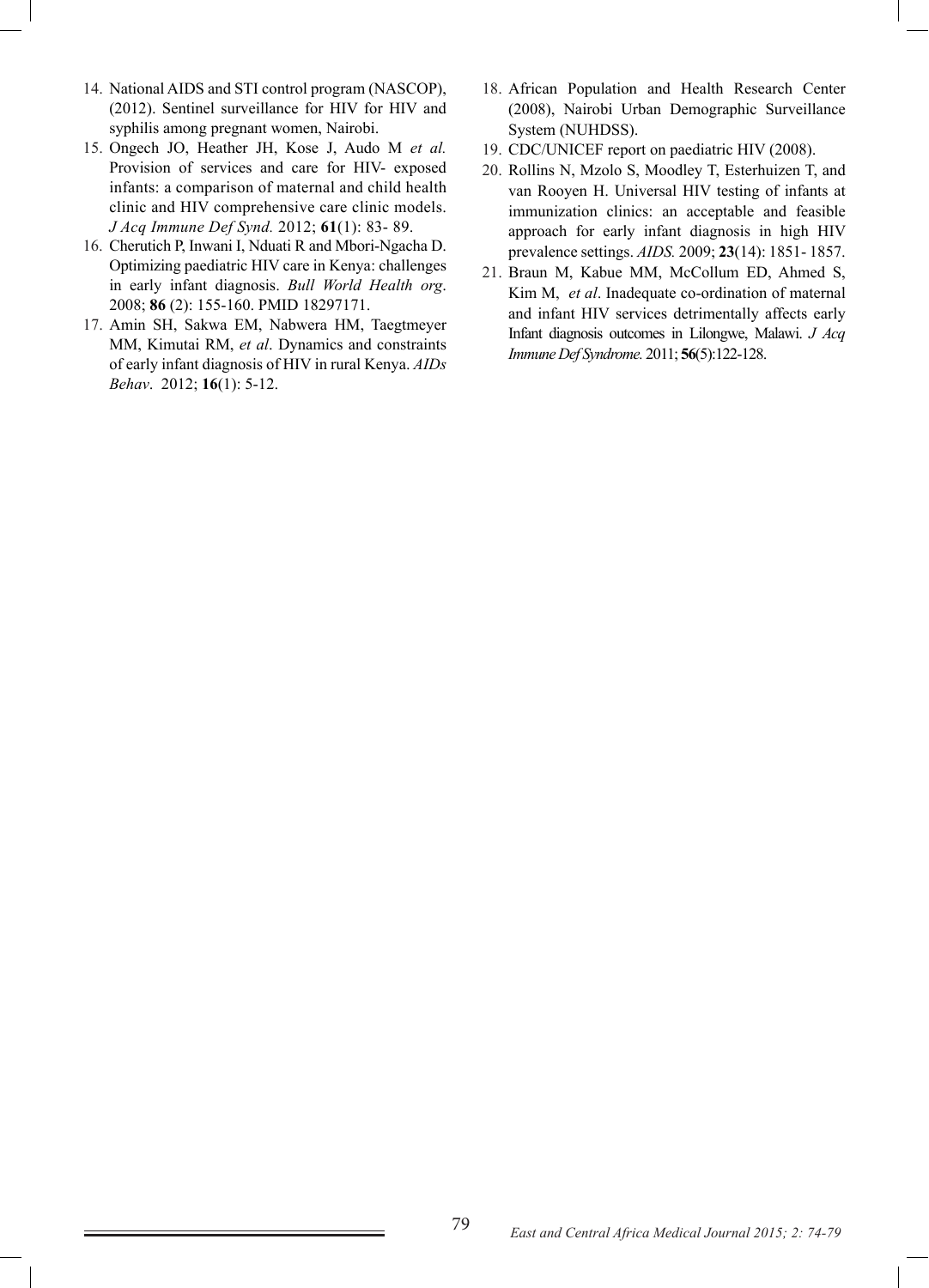14. National AIDS and STI control program (NASCOP), (2012). Sentinel surveillance for HIV for HIV and syphilis among pregnant women, Nairobi.
15. Ongech JO, Heather JH, Kose J, Audo M *et al.* Provision of services and care for HIV- exposed infants: a comparison of maternal and child health clinic and HIV comprehensive care clinic models. *J Acq Immune Def Synd.* 2012; **61**(1): 83- 89.
16. Cherutich P, Inwani I, Nduati R and Mbori-Ngacha D. Optimizing paediatric HIV care in Kenya: challenges in early infant diagnosis. *Bull World Health org*. 2008; **86** (2): 155-160. PMID 18297171.
17. Amin SH, Sakwa EM, Nabwera HM, Taegtmeyer MM, Kimutai RM, *et al*. Dynamics and constraints of early infant diagnosis of HIV in rural Kenya. *AIDs Behav*. 2012; **16**(1): 5-12.
18. African Population and Health Research Center (2008), Nairobi Urban Demographic Surveillance System (NUHDSS).
19. CDC/UNICEF report on paediatric HIV (2008).
20. Rollins N, Mzolo S, Moodley T, Esterhuizen T, and van Rooyen H. Universal HIV testing of infants at immunization clinics: an acceptable and feasible approach for early infant diagnosis in high HIV prevalence settings. *AIDS.* 2009; **23**(14): 1851- 1857.
21. Braun M, Kabue MM, McCollum ED, Ahmed S, Kim M, *et al*. Inadequate co-ordination of maternal and infant HIV services detrimentally affects early Infant diagnosis outcomes in Lilongwe, Malawi. *J Acq Immune Def Syndrome.* 2011; **56**(5):122-128.